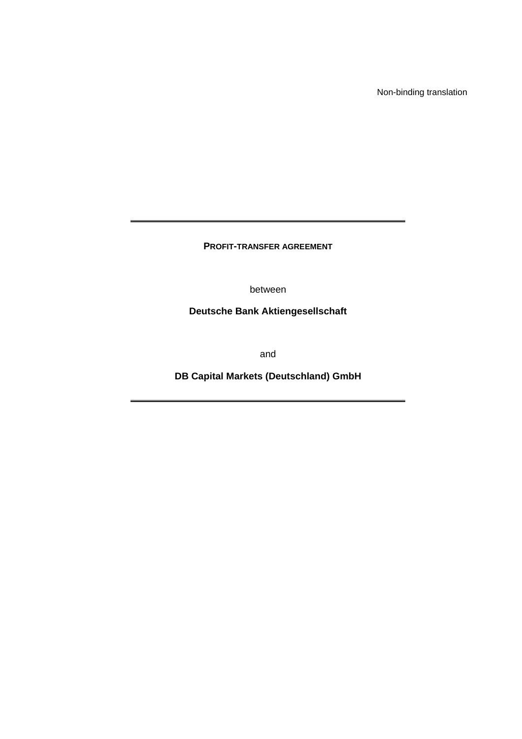Non-binding translation

---

# PROFIT-TRANSFER AGREEMENT

between

**Deutsche Bank Aktiengesellschaft**

and

**DB Capital Markets (Deutschland) GmbH**

---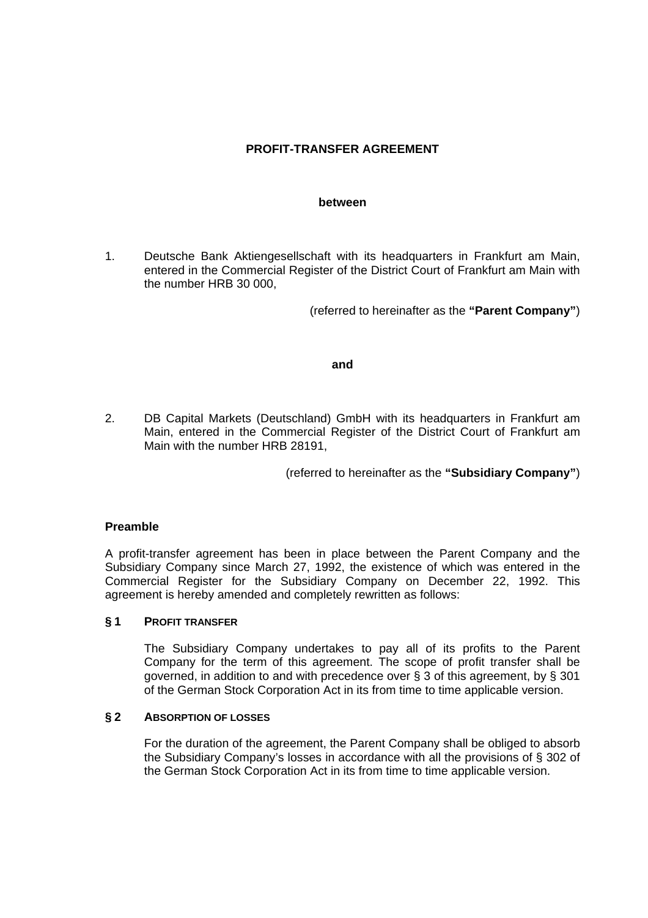## PROFIT-TRANSFER AGREEMENT

**between**

1. Deutsche Bank Aktiengesellschaft with its headquarters in Frankfurt am Main, entered in the Commercial Register of the District Court of Frankfurt am Main with the number HRB 30 000,

(referred to hereinafter as the **"Parent Company"**)

**and**

2. DB Capital Markets (Deutschland) GmbH with its headquarters in Frankfurt am Main, entered in the Commercial Register of the District Court of Frankfurt am Main with the number HRB 28191,

(referred to hereinafter as the **"Subsidiary Company"**)

### Preamble

A profit-transfer agreement has been in place between the Parent Company and the Subsidiary Company since March 27, 1992, the existence of which was entered in the Commercial Register for the Subsidiary Company on December 22, 1992. This agreement is hereby amended and completely rewritten as follows:

### § 1 PROFIT TRANSFER

The Subsidiary Company undertakes to pay all of its profits to the Parent Company for the term of this agreement. The scope of profit transfer shall be governed, in addition to and with precedence over § 3 of this agreement, by § 301 of the German Stock Corporation Act in its from time to time applicable version.

### § 2 ABSORPTION OF LOSSES

For the duration of the agreement, the Parent Company shall be obliged to absorb the Subsidiary Company's losses in accordance with all the provisions of § 302 of the German Stock Corporation Act in its from time to time applicable version.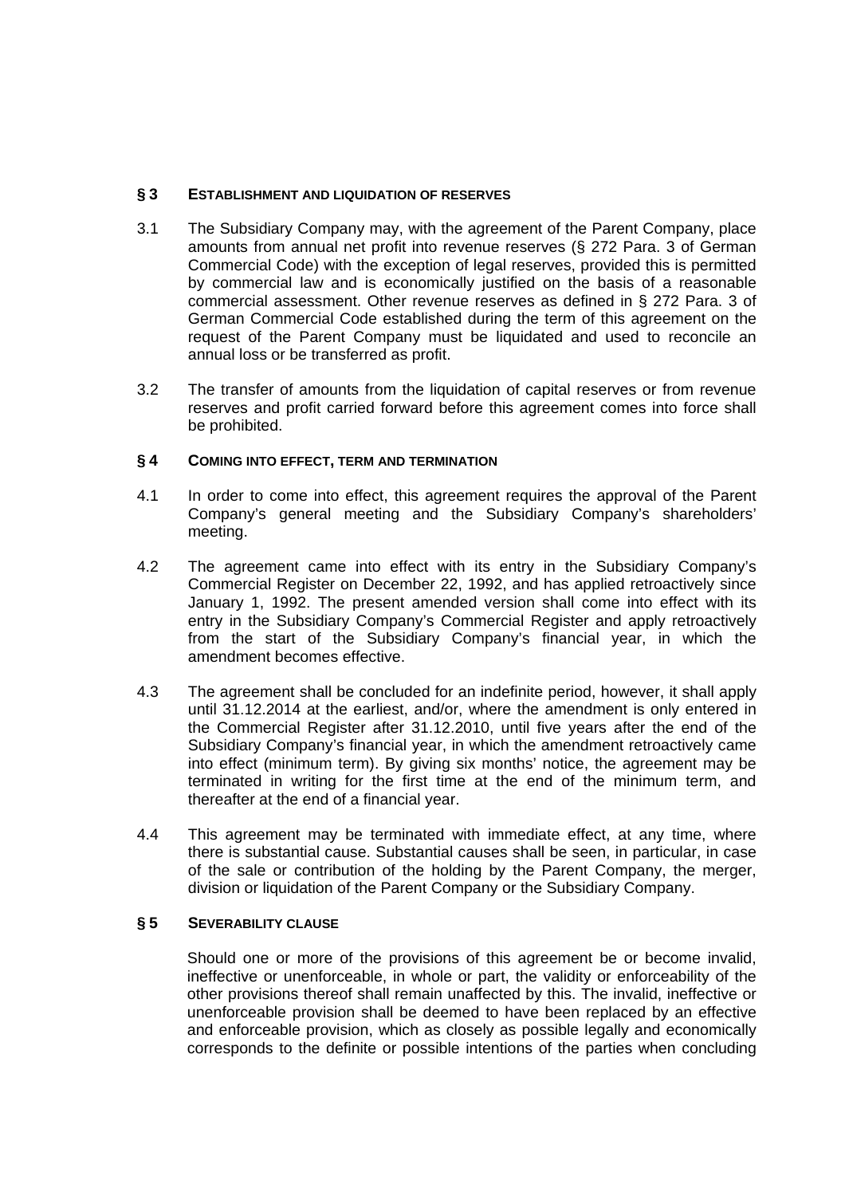## § 3 ESTABLISHMENT AND LIQUIDATION OF RESERVES

3.1 The Subsidiary Company may, with the agreement of the Parent Company, place amounts from annual net profit into revenue reserves (§ 272 Para. 3 of German Commercial Code) with the exception of legal reserves, provided this is permitted by commercial law and is economically justified on the basis of a reasonable commercial assessment. Other revenue reserves as defined in § 272 Para. 3 of German Commercial Code established during the term of this agreement on the request of the Parent Company must be liquidated and used to reconcile an annual loss or be transferred as profit.

3.2 The transfer of amounts from the liquidation of capital reserves or from revenue reserves and profit carried forward before this agreement comes into force shall be prohibited.

## § 4 COMING INTO EFFECT, TERM AND TERMINATION

4.1 In order to come into effect, this agreement requires the approval of the Parent Company's general meeting and the Subsidiary Company's shareholders' meeting.

4.2 The agreement came into effect with its entry in the Subsidiary Company's Commercial Register on December 22, 1992, and has applied retroactively since January 1, 1992. The present amended version shall come into effect with its entry in the Subsidiary Company's Commercial Register and apply retroactively from the start of the Subsidiary Company's financial year, in which the amendment becomes effective.

4.3 The agreement shall be concluded for an indefinite period, however, it shall apply until 31.12.2014 at the earliest, and/or, where the amendment is only entered in the Commercial Register after 31.12.2010, until five years after the end of the Subsidiary Company's financial year, in which the amendment retroactively came into effect (minimum term). By giving six months' notice, the agreement may be terminated in writing for the first time at the end of the minimum term, and thereafter at the end of a financial year.

4.4 This agreement may be terminated with immediate effect, at any time, where there is substantial cause. Substantial causes shall be seen, in particular, in case of the sale or contribution of the holding by the Parent Company, the merger, division or liquidation of the Parent Company or the Subsidiary Company.

## § 5 SEVERABILITY CLAUSE

Should one or more of the provisions of this agreement be or become invalid, ineffective or unenforceable, in whole or part, the validity or enforceability of the other provisions thereof shall remain unaffected by this. The invalid, ineffective or unenforceable provision shall be deemed to have been replaced by an effective and enforceable provision, which as closely as possible legally and economically corresponds to the definite or possible intentions of the parties when concluding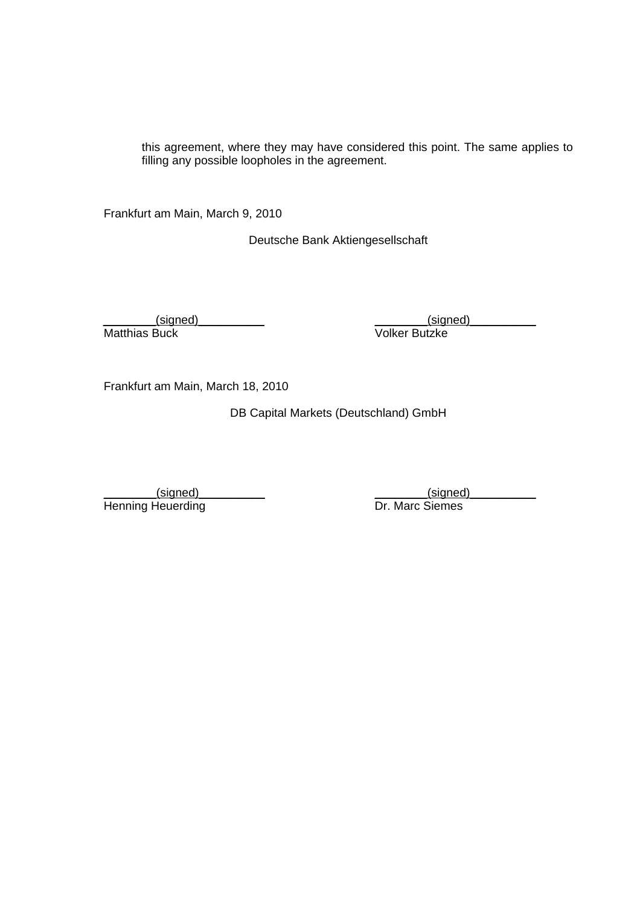this agreement, where they may have considered this point. The same applies to filling any possible loopholes in the agreement.

Frankfurt am Main, March 9, 2010

Deutsche Bank Aktiengesellschaft

| | |
|---|---|
| \_\_\_\_\_\_\_\_(signed)\_\_\_\_\_\_\_\_\_\_ | \_\_\_\_\_\_\_\_(signed)\_\_\_\_\_\_\_\_\_\_ |
| Matthias Buck | Volker Butzke |

Frankfurt am Main, March 18, 2010

DB Capital Markets (Deutschland) GmbH

| | |
|---|---|
| \_\_\_\_\_\_\_\_(signed)\_\_\_\_\_\_\_\_\_\_ | \_\_\_\_\_\_\_\_(signed)\_\_\_\_\_\_\_\_\_\_ |
| Henning Heuerding | Dr. Marc Siemes |